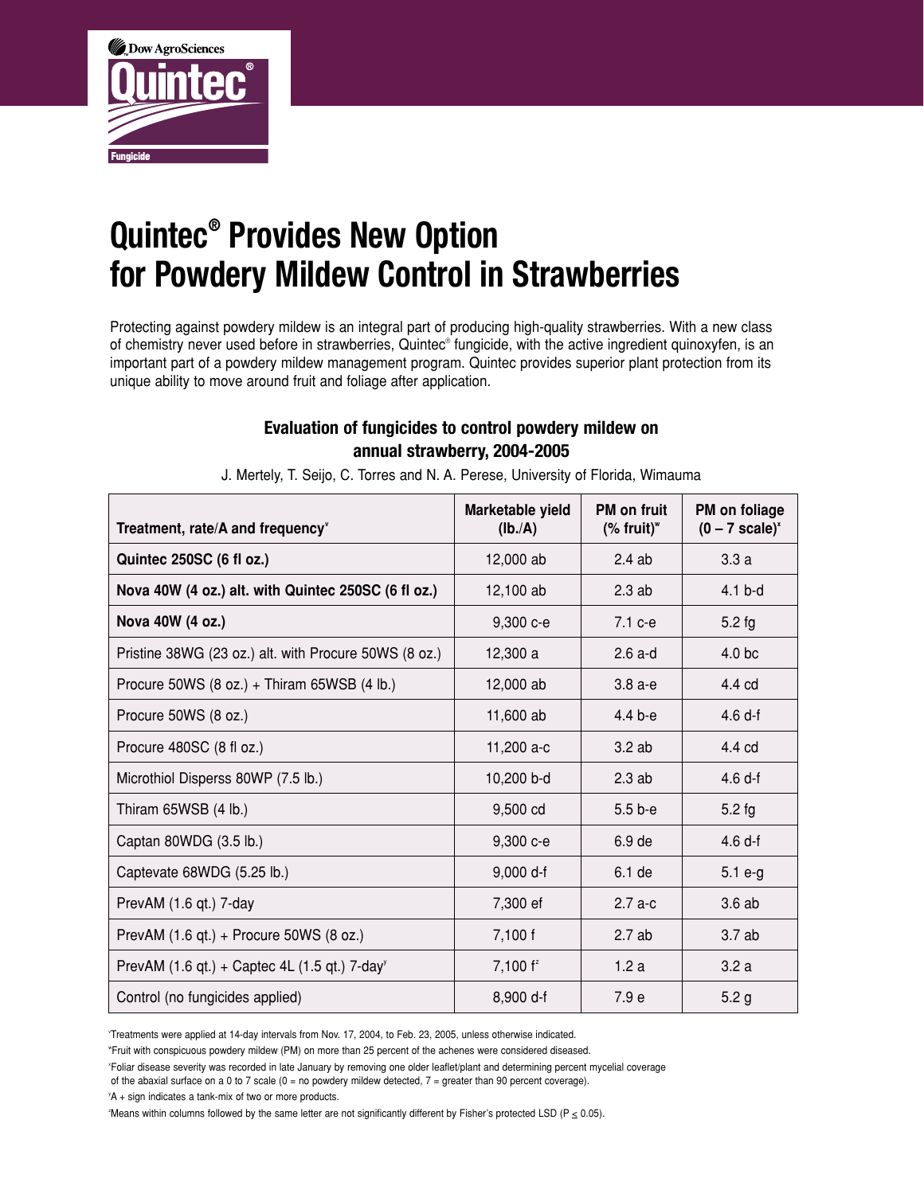Dow AgroSciences

Quintec®

Fungicide

# Quintec® Provides New Option for Powdery Mildew Control in Strawberries

Protecting against powdery mildew is an integral part of producing high-quality strawberries. With a new class of chemistry never used before in strawberries, Quintec® fungicide, with the active ingredient quinoxyfen, is an important part of a powdery mildew management program. Quintec provides superior plant protection from its unique ability to move around fruit and foliage after application.

### Evaluation of fungicides to control powdery mildew on annual strawberry, 2004-2005

J. Mertely, T. Seijo, C. Torres and N. A. Perese, University of Florida, Wimauma

| Treatment, rate/A and frequency[v] | Marketable yield (lb./A) | PM on fruit (% fruit)[w] | PM on foliage (0 – 7 scale)[x] |
|---|---|---|---|
| **Quintec 250SC (6 fl oz.)** | 12,000 ab | 2.4 ab | 3.3 a |
| **Nova 40W (4 oz.) alt. with Quintec 250SC (6 fl oz.)** | 12,100 ab | 2.3 ab | 4.1 b-d |
| **Nova 40W (4 oz.)** | 9,300 c-e | 7.1 c-e | 5.2 fg |
| Pristine 38WG (23 oz.) alt. with Procure 50WS (8 oz.) | 12,300 a | 2.6 a-d | 4.0 bc |
| Procure 50WS (8 oz.) + Thiram 65WSB (4 lb.) | 12,000 ab | 3.8 a-e | 4.4 cd |
| Procure 50WS (8 oz.) | 11,600 ab | 4.4 b-e | 4.6 d-f |
| Procure 480SC (8 fl oz.) | 11,200 a-c | 3.2 ab | 4.4 cd |
| Microthiol Disperss 80WP (7.5 lb.) | 10,200 b-d | 2.3 ab | 4.6 d-f |
| Thiram 65WSB (4 lb.) | 9,500 cd | 5.5 b-e | 5.2 fg |
| Captan 80WDG (3.5 lb.) | 9,300 c-e | 6.9 de | 4.6 d-f |
| Captevate 68WDG (5.25 lb.) | 9,000 d-f | 6.1 de | 5.1 e-g |
| PrevAM (1.6 qt.) 7-day | 7,300 ef | 2.7 a-c | 3.6 ab |
| PrevAM (1.6 qt.) + Procure 50WS (8 oz.) | 7,100 f | 2.7 ab | 3.7 ab |
| PrevAM (1.6 qt.) + Captec 4L (1.5 qt.) 7-day[y] | 7,100 f[z] | 1.2 a | 3.2 a |
| Control (no fungicides applied) | 8,900 d-f | 7.9 e | 5.2 g |

[v]Treatments were applied at 14-day intervals from Nov. 17, 2004, to Feb. 23, 2005, unless otherwise indicated.

[w]Fruit with conspicuous powdery mildew (PM) on more than 25 percent of the achenes were considered diseased.

[x]Foliar disease severity was recorded in late January by removing one older leaflet/plant and determining percent mycelial coverage of the abaxial surface on a 0 to 7 scale (0 = no powdery mildew detected, 7 = greater than 90 percent coverage).

[y]A + sign indicates a tank-mix of two or more products.

[z]Means within columns followed by the same letter are not significantly different by Fisher's protected LSD ($P \leq 0.05$).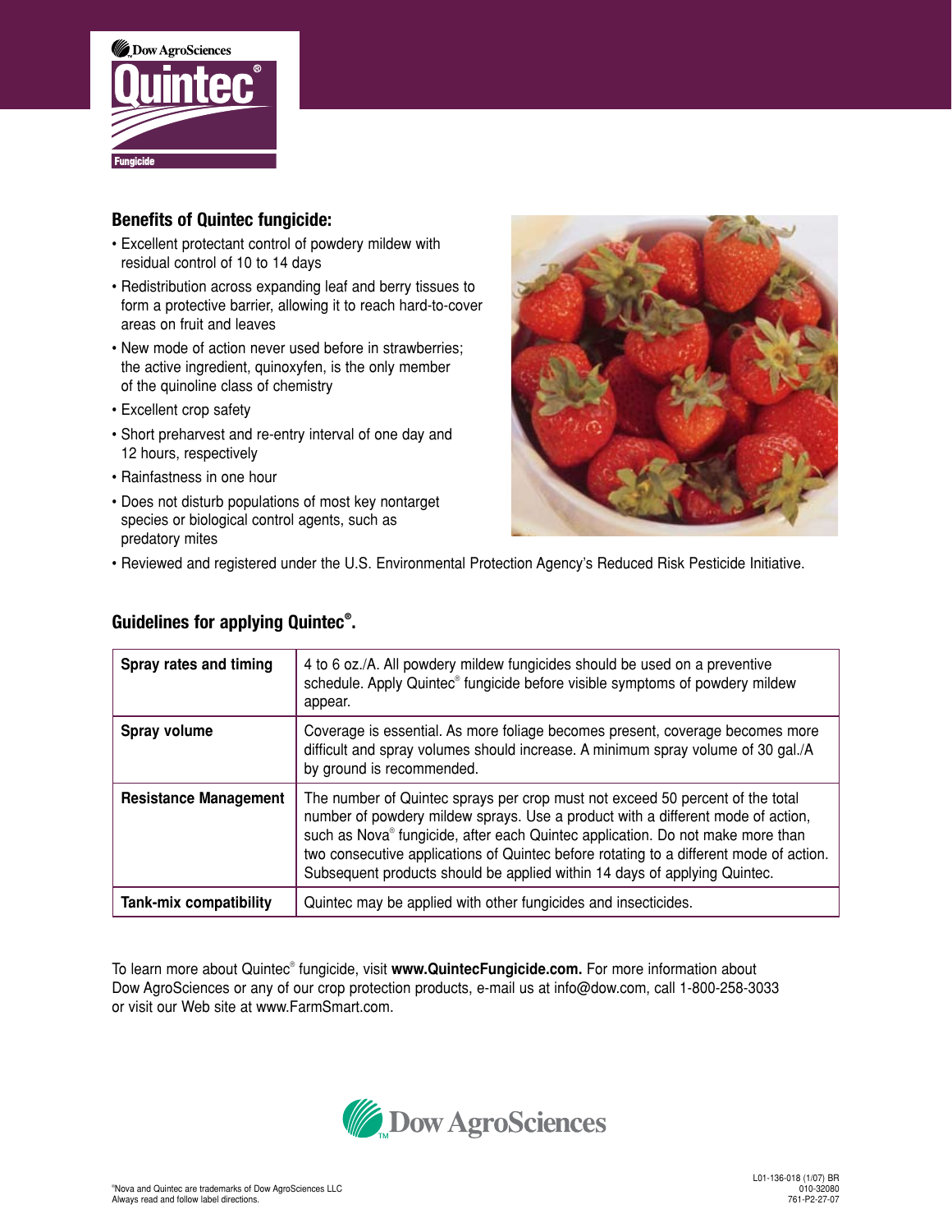Dow AgroSciences

# Quintec®

Fungicide

## Benefits of Quintec fungicide:

- Excellent protectant control of powdery mildew with residual control of 10 to 14 days
- Redistribution across expanding leaf and berry tissues to form a protective barrier, allowing it to reach hard-to-cover areas on fruit and leaves
- New mode of action never used before in strawberries; the active ingredient, quinoxyfen, is the only member of the quinoline class of chemistry
- Excellent crop safety
- Short preharvest and re-entry interval of one day and 12 hours, respectively
- Rainfastness in one hour
- Does not disturb populations of most key nontarget species or biological control agents, such as predatory mites
- Reviewed and registered under the U.S. Environmental Protection Agency's Reduced Risk Pesticide Initiative.

## Guidelines for applying Quintec®.

| | |
|---|---|
| **Spray rates and timing** | 4 to 6 oz./A. All powdery mildew fungicides should be used on a preventive schedule. Apply Quintec® fungicide before visible symptoms of powdery mildew appear. |
| **Spray volume** | Coverage is essential. As more foliage becomes present, coverage becomes more difficult and spray volumes should increase. A minimum spray volume of 30 gal./A by ground is recommended. |
| **Resistance Management** | The number of Quintec sprays per crop must not exceed 50 percent of the total number of powdery mildew sprays. Use a product with a different mode of action, such as Nova® fungicide, after each Quintec application. Do not make more than two consecutive applications of Quintec before rotating to a different mode of action. Subsequent products should be applied within 14 days of applying Quintec. |
| **Tank-mix compatibility** | Quintec may be applied with other fungicides and insecticides. |

To learn more about Quintec® fungicide, visit **www.QuintecFungicide.com.** For more information about Dow AgroSciences or any of our crop protection products, e-mail us at info@dow.com, call 1-800-258-3033 or visit our Web site at www.FarmSmart.com.

Dow AgroSciences

®Nova and Quintec are trademarks of Dow AgroSciences LLC
Always read and follow label directions.

L01-136-018 (1/07) BR
010-32080
761-P2-27-07